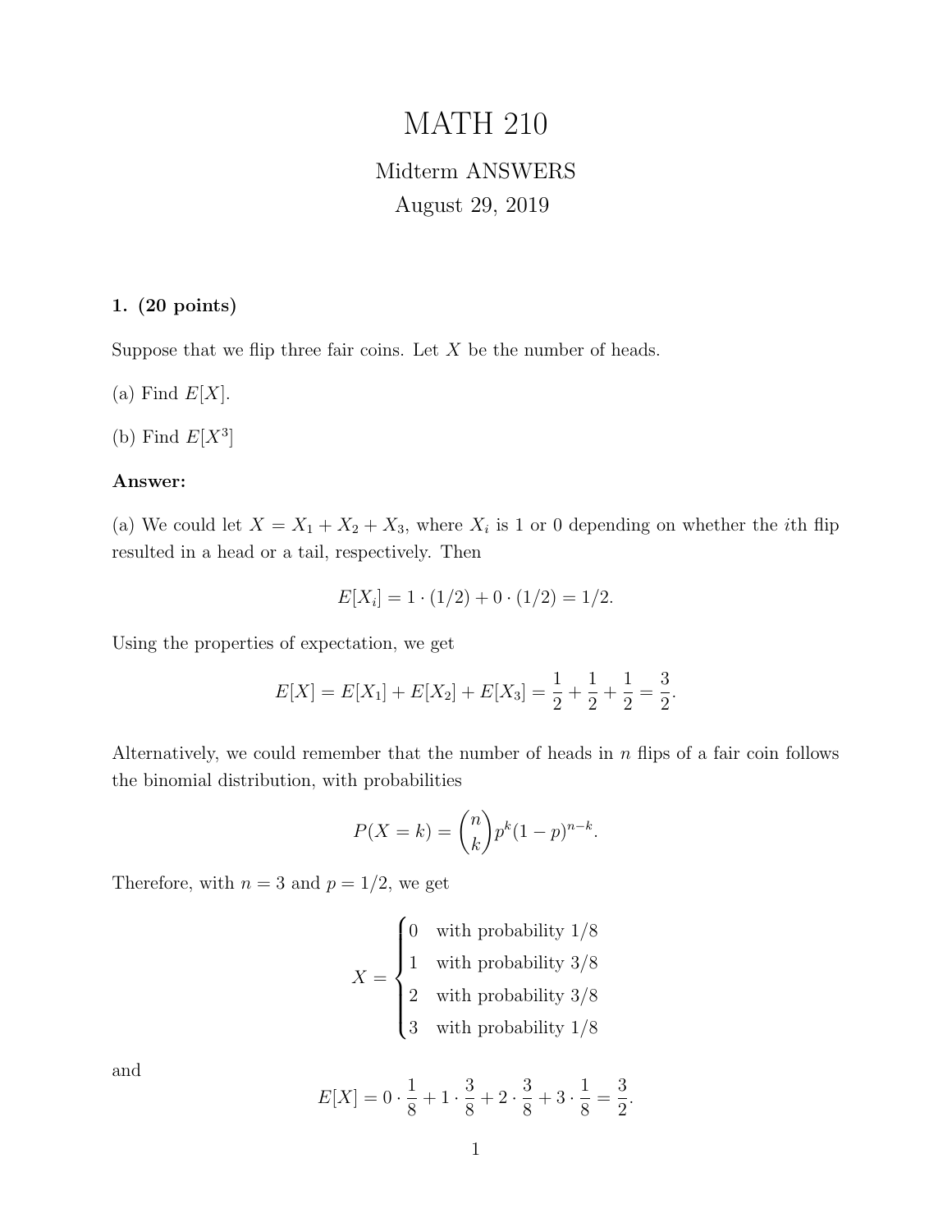# MATH 210

## Midterm ANSWERS

August 29, 2019

**1. (20 points)**

Suppose that we flip three fair coins. Let $X$ be the number of heads.

(a) Find $E[X]$.

(b) Find $E[X^3]$

**Answer:**

(a) We could let $X = X_1 + X_2 + X_3$, where $X_i$ is 1 or 0 depending on whether the $i$th flip resulted in a head or a tail, respectively. Then

$$E[X_i] = 1 \cdot (1/2) + 0 \cdot (1/2) = 1/2.$$

Using the properties of expectation, we get

$$E[X] = E[X_1] + E[X_2] + E[X_3] = \frac{1}{2} + \frac{1}{2} + \frac{1}{2} = \frac{3}{2}.$$

Alternatively, we could remember that the number of heads in $n$ flips of a fair coin follows the binomial distribution, with probabilities

$$P(X = k) = \binom{n}{k} p^k (1-p)^{n-k}.$$

Therefore, with $n = 3$ and $p = 1/2$, we get

$$X = \begin{cases} 0 & \text{with probability } 1/8 \\ 1 & \text{with probability } 3/8 \\ 2 & \text{with probability } 3/8 \\ 3 & \text{with probability } 1/8 \end{cases}$$

and

$$E[X] = 0 \cdot \frac{1}{8} + 1 \cdot \frac{3}{8} + 2 \cdot \frac{3}{8} + 3 \cdot \frac{1}{8} = \frac{3}{2}.$$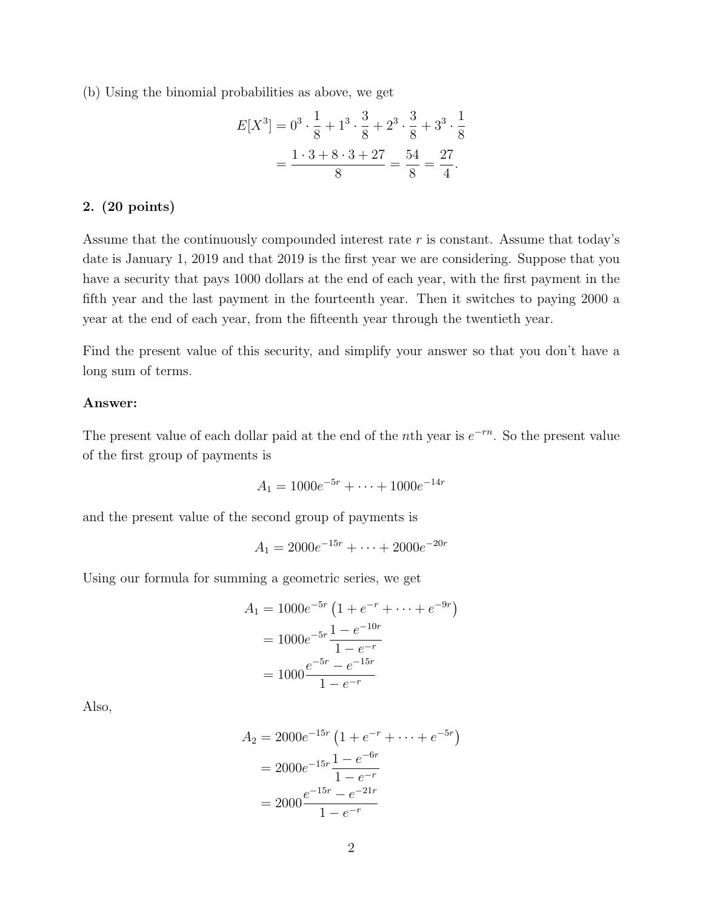(b) Using the binomial probabilities as above, we get

$$
\begin{aligned}
E[X^3] &= 0^3 \cdot \frac{1}{8} + 1^3 \cdot \frac{3}{8} + 2^3 \cdot \frac{3}{8} + 3^3 \cdot \frac{1}{8} \\
&= \frac{1 \cdot 3 + 8 \cdot 3 + 27}{8} = \frac{54}{8} = \frac{27}{4}.
\end{aligned}
$$

**2. (20 points)**

Assume that the continuously compounded interest rate $r$ is constant. Assume that today's date is January 1, 2019 and that 2019 is the first year we are considering. Suppose that you have a security that pays 1000 dollars at the end of each year, with the first payment in the fifth year and the last payment in the fourteenth year. Then it switches to paying 2000 a year at the end of each year, from the fifteenth year through the twentieth year.

Find the present value of this security, and simplify your answer so that you don't have a long sum of terms.

**Answer:**

The present value of each dollar paid at the end of the $n$th year is $e^{-rn}$. So the present value of the first group of payments is

$$
A_1 = 1000e^{-5r} + \cdots + 1000e^{-14r}
$$

and the present value of the second group of payments is

$$
A_1 = 2000e^{-15r} + \cdots + 2000e^{-20r}
$$

Using our formula for summing a geometric series, we get

$$
\begin{aligned}
A_1 &= 1000e^{-5r}\left(1 + e^{-r} + \cdots + e^{-9r}\right) \\
&= 1000e^{-5r}\frac{1 - e^{-10r}}{1 - e^{-r}} \\
&= 1000\frac{e^{-5r} - e^{-15r}}{1 - e^{-r}}
\end{aligned}
$$

Also,

$$
\begin{aligned}
A_2 &= 2000e^{-15r}\left(1 + e^{-r} + \cdots + e^{-5r}\right) \\
&= 2000e^{-15r}\frac{1 - e^{-6r}}{1 - e^{-r}} \\
&= 2000\frac{e^{-15r} - e^{-21r}}{1 - e^{-r}}
\end{aligned}
$$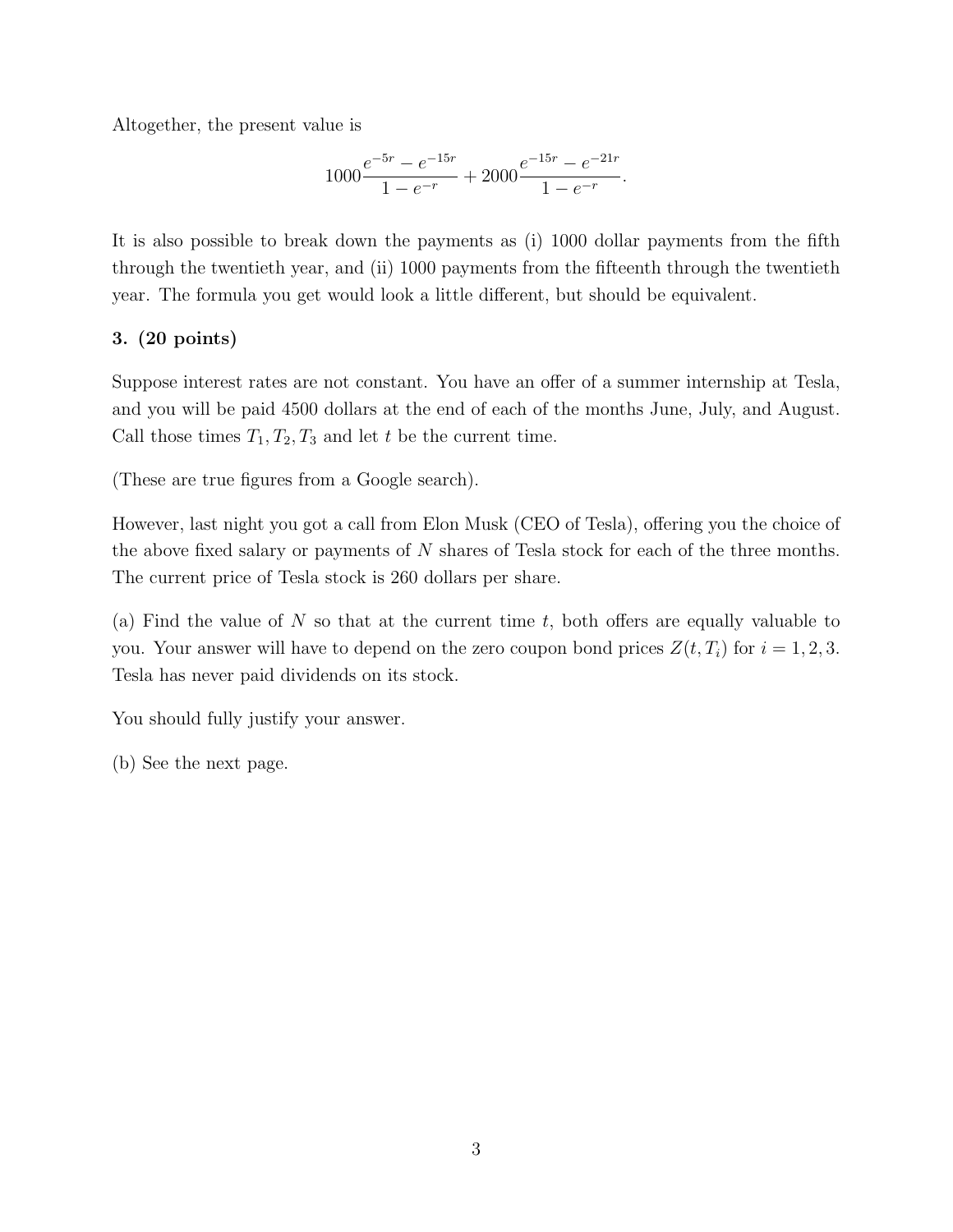Altogether, the present value is

$$1000\frac{e^{-5r} - e^{-15r}}{1 - e^{-r}} + 2000\frac{e^{-15r} - e^{-21r}}{1 - e^{-r}}.$$

It is also possible to break down the payments as (i) 1000 dollar payments from the fifth through the twentieth year, and (ii) 1000 payments from the fifteenth through the twentieth year. The formula you get would look a little different, but should be equivalent.

**3. (20 points)**

Suppose interest rates are not constant. You have an offer of a summer internship at Tesla, and you will be paid 4500 dollars at the end of each of the months June, July, and August. Call those times $T_1, T_2, T_3$ and let $t$ be the current time.

(These are true figures from a Google search).

However, last night you got a call from Elon Musk (CEO of Tesla), offering you the choice of the above fixed salary or payments of $N$ shares of Tesla stock for each of the three months. The current price of Tesla stock is 260 dollars per share.

(a) Find the value of $N$ so that at the current time $t$, both offers are equally valuable to you. Your answer will have to depend on the zero coupon bond prices $Z(t, T_i)$ for $i = 1, 2, 3$. Tesla has never paid dividends on its stock.

You should fully justify your answer.

(b) See the next page.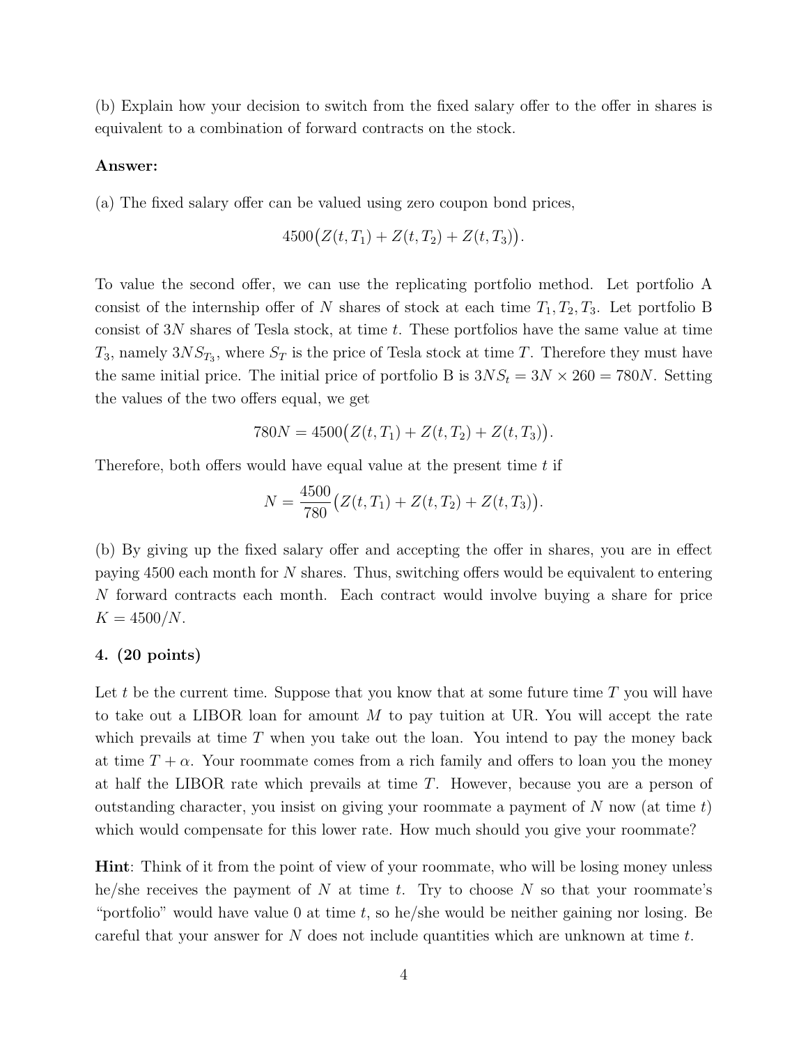(b) Explain how your decision to switch from the fixed salary offer to the offer in shares is equivalent to a combination of forward contracts on the stock.

**Answer:**

(a) The fixed salary offer can be valued using zero coupon bond prices,

$$4500\big(Z(t, T_1) + Z(t, T_2) + Z(t, T_3)\big).$$

To value the second offer, we can use the replicating portfolio method. Let portfolio A consist of the internship offer of $N$ shares of stock at each time $T_1, T_2, T_3$. Let portfolio B consist of $3N$ shares of Tesla stock, at time $t$. These portfolios have the same value at time $T_3$, namely $3NS_{T_3}$, where $S_T$ is the price of Tesla stock at time $T$. Therefore they must have the same initial price. The initial price of portfolio B is $3NS_t = 3N \times 260 = 780N$. Setting the values of the two offers equal, we get

$$780N = 4500\big(Z(t, T_1) + Z(t, T_2) + Z(t, T_3)\big).$$

Therefore, both offers would have equal value at the present time $t$ if

$$N = \frac{4500}{780}\big(Z(t, T_1) + Z(t, T_2) + Z(t, T_3)\big).$$

(b) By giving up the fixed salary offer and accepting the offer in shares, you are in effect paying 4500 each month for $N$ shares. Thus, switching offers would be equivalent to entering $N$ forward contracts each month. Each contract would involve buying a share for price $K = 4500/N$.

**4. (20 points)**

Let $t$ be the current time. Suppose that you know that at some future time $T$ you will have to take out a LIBOR loan for amount $M$ to pay tuition at UR. You will accept the rate which prevails at time $T$ when you take out the loan. You intend to pay the money back at time $T + \alpha$. Your roommate comes from a rich family and offers to loan you the money at half the LIBOR rate which prevails at time $T$. However, because you are a person of outstanding character, you insist on giving your roommate a payment of $N$ now (at time $t$) which would compensate for this lower rate. How much should you give your roommate?

**Hint**: Think of it from the point of view of your roommate, who will be losing money unless he/she receives the payment of $N$ at time $t$. Try to choose $N$ so that your roommate's "portfolio" would have value 0 at time $t$, so he/she would be neither gaining nor losing. Be careful that your answer for $N$ does not include quantities which are unknown at time $t$.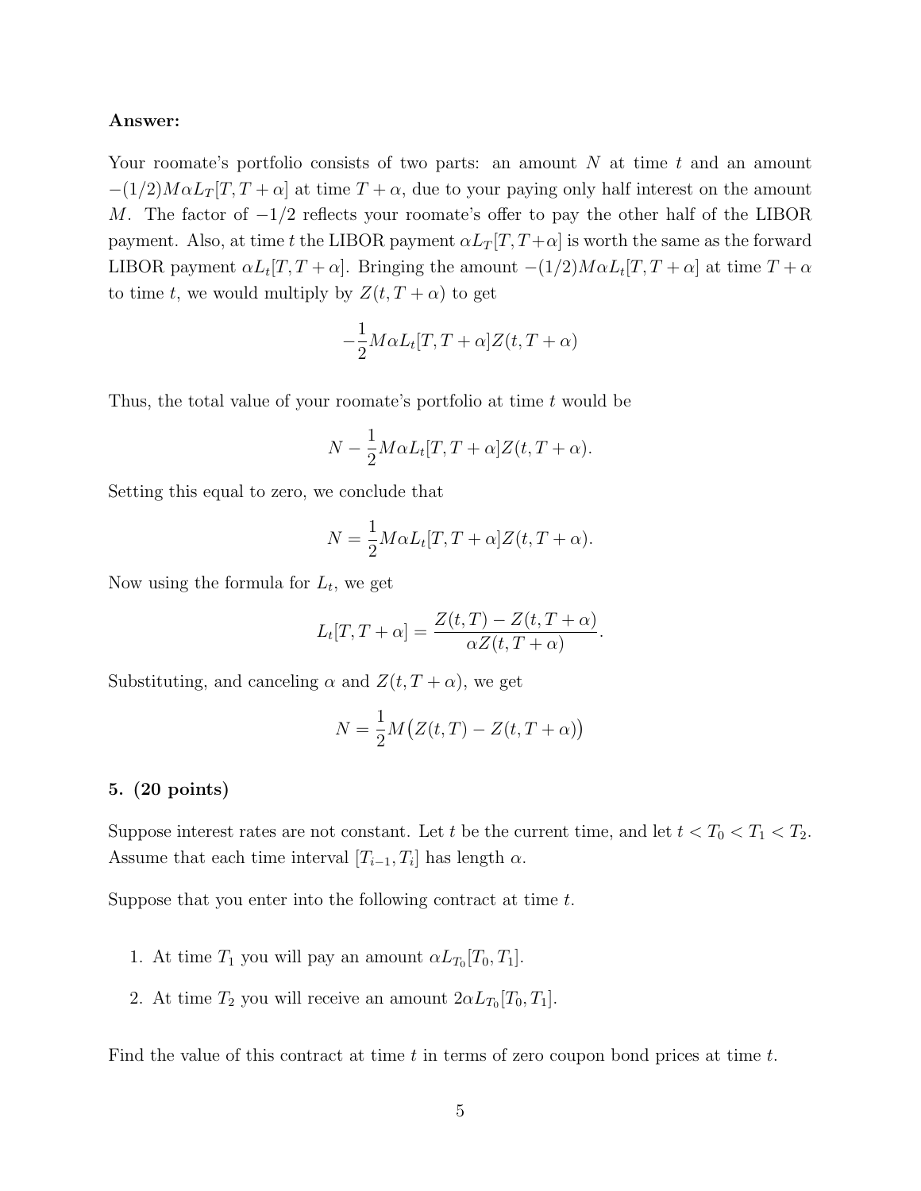**Answer:**

Your roomate's portfolio consists of two parts: an amount $N$ at time $t$ and an amount $-(1/2)M\alpha L_T[T, T+\alpha]$ at time $T+\alpha$, due to your paying only half interest on the amount $M$. The factor of $-1/2$ reflects your roomate's offer to pay the other half of the LIBOR payment. Also, at time $t$ the LIBOR payment $\alpha L_T[T, T+\alpha]$ is worth the same as the forward LIBOR payment $\alpha L_t[T, T+\alpha]$. Bringing the amount $-(1/2)M\alpha L_t[T, T+\alpha]$ at time $T+\alpha$ to time $t$, we would multiply by $Z(t, T+\alpha)$ to get

$$-\frac{1}{2}M\alpha L_t[T, T+\alpha]Z(t, T+\alpha)$$

Thus, the total value of your roomate's portfolio at time $t$ would be

$$N - \frac{1}{2}M\alpha L_t[T, T+\alpha]Z(t, T+\alpha).$$

Setting this equal to zero, we conclude that

$$N = \frac{1}{2}M\alpha L_t[T, T+\alpha]Z(t, T+\alpha).$$

Now using the formula for $L_t$, we get

$$L_t[T, T+\alpha] = \frac{Z(t, T) - Z(t, T+\alpha)}{\alpha Z(t, T+\alpha)}.$$

Substituting, and canceling $\alpha$ and $Z(t, T+\alpha)$, we get

$$N = \frac{1}{2}M\big(Z(t, T) - Z(t, T+\alpha)\big)$$

**5. (20 points)**

Suppose interest rates are not constant. Let $t$ be the current time, and let $t < T_0 < T_1 < T_2$. Assume that each time interval $[T_{i-1}, T_i]$ has length $\alpha$.

Suppose that you enter into the following contract at time $t$.

1. At time $T_1$ you will pay an amount $\alpha L_{T_0}[T_0, T_1]$.
2. At time $T_2$ you will receive an amount $2\alpha L_{T_0}[T_0, T_1]$.

Find the value of this contract at time $t$ in terms of zero coupon bond prices at time $t$.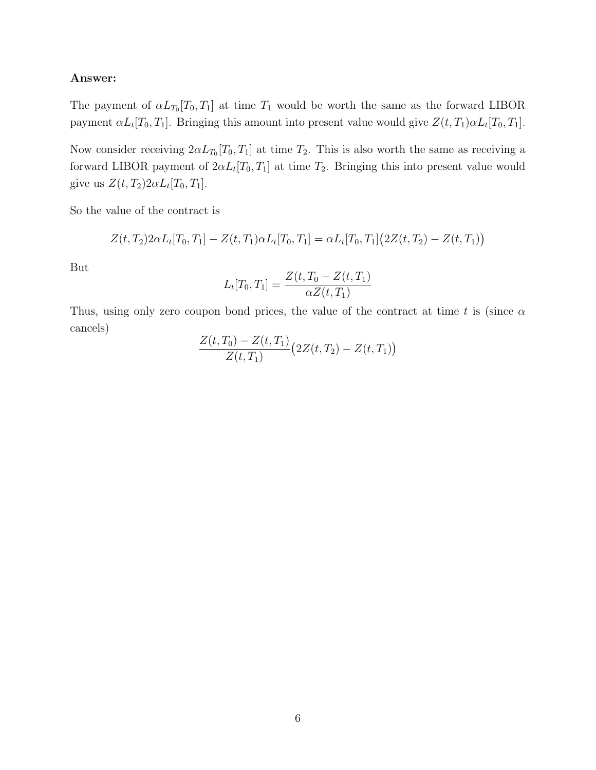**Answer:**

The payment of $\alpha L_{T_0}[T_0, T_1]$ at time $T_1$ would be worth the same as the forward LIBOR payment $\alpha L_t[T_0, T_1]$. Bringing this amount into present value would give $Z(t, T_1)\alpha L_t[T_0, T_1]$.

Now consider receiving $2\alpha L_{T_0}[T_0, T_1]$ at time $T_2$. This is also worth the same as receiving a forward LIBOR payment of $2\alpha L_t[T_0, T_1]$ at time $T_2$. Bringing this into present value would give us $Z(t, T_2)2\alpha L_t[T_0, T_1]$.

So the value of the contract is

$$Z(t, T_2)2\alpha L_t[T_0, T_1] - Z(t, T_1)\alpha L_t[T_0, T_1] = \alpha L_t[T_0, T_1]\big(2Z(t, T_2) - Z(t, T_1)\big)$$

But

$$L_t[T_0, T_1] = \frac{Z(t, T_0 - Z(t, T_1)}{\alpha Z(t, T_1)}$$

Thus, using only zero coupon bond prices, the value of the contract at time $t$ is (since $\alpha$ cancels)

$$\frac{Z(t, T_0) - Z(t, T_1)}{Z(t, T_1)}\big(2Z(t, T_2) - Z(t, T_1)\big)$$